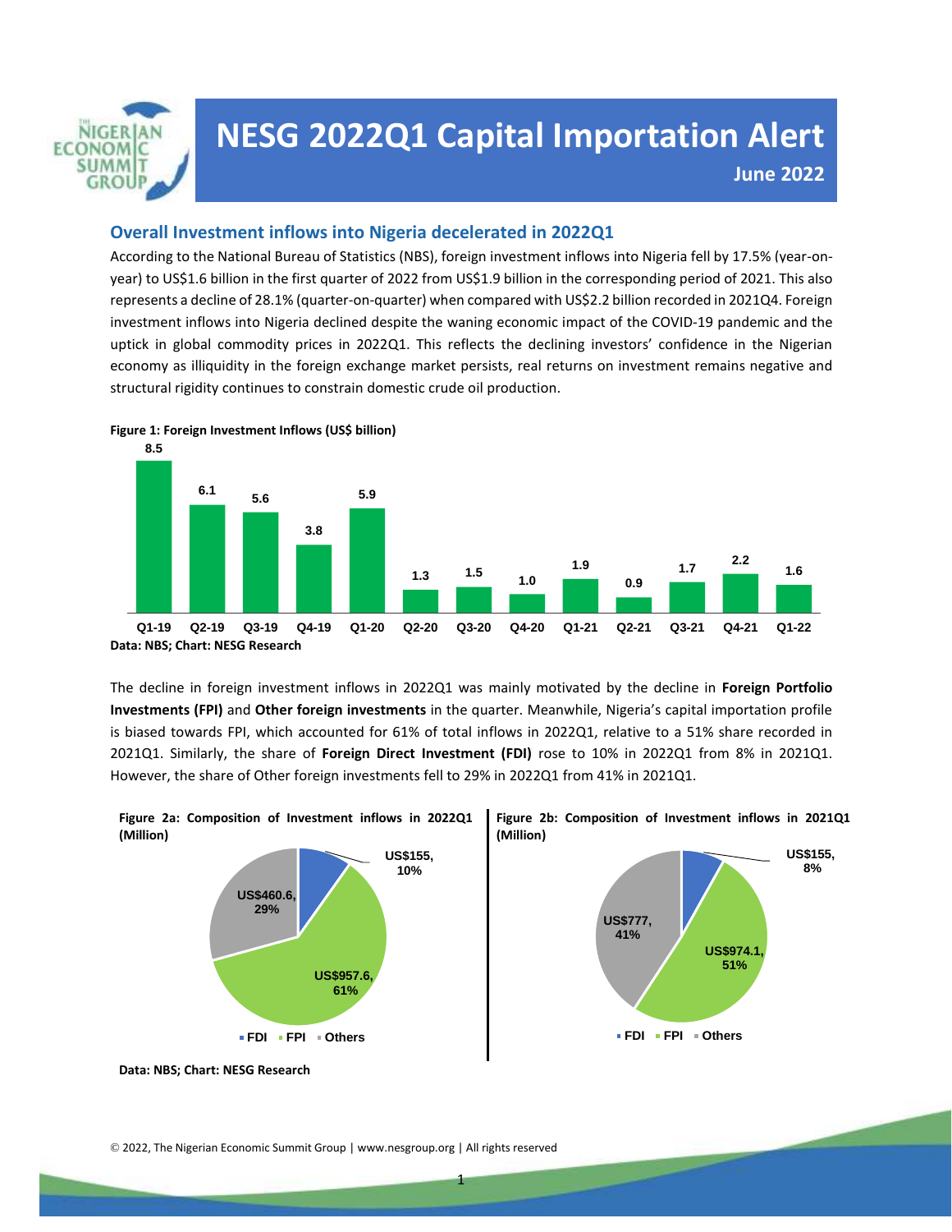# NESG 2022Q1 Capital Importation Alert

**June 2022**

## Overall Investment inflows into Nigeria decelerated in 2022Q1

According to the National Bureau of Statistics (NBS), foreign investment inflows into Nigeria fell by 17.5% (year-on-year) to US$1.6 billion in the first quarter of 2022 from US$1.9 billion in the corresponding period of 2021. This also represents a decline of 28.1% (quarter-on-quarter) when compared with US$2.2 billion recorded in 2021Q4. Foreign investment inflows into Nigeria declined despite the waning economic impact of the COVID-19 pandemic and the uptick in global commodity prices in 2022Q1. This reflects the declining investors' confidence in the Nigerian economy as illiquidity in the foreign exchange market persists, real returns on investment remains negative and structural rigidity continues to constrain domestic crude oil production.

**Figure 1: Foreign Investment Inflows (US$ billion)**

| Q1-19 | Q2-19 | Q3-19 | Q4-19 | Q1-20 | Q2-20 | Q3-20 | Q4-20 | Q1-21 | Q2-21 | Q3-21 | Q4-21 | Q1-22 |
|---|---|---|---|---|---|---|---|---|---|---|---|---|
| 8.5 | 6.1 | 5.6 | 3.8 | 5.9 | 1.3 | 1.5 | 1.0 | 1.9 | 0.9 | 1.7 | 2.2 | 1.6 |

**Data: NBS; Chart: NESG Research**

The decline in foreign investment inflows in 2022Q1 was mainly motivated by the decline in **Foreign Portfolio Investments (FPI)** and **Other foreign investments** in the quarter. Meanwhile, Nigeria's capital importation profile is biased towards FPI, which accounted for 61% of total inflows in 2022Q1, relative to a 51% share recorded in 2021Q1. Similarly, the share of **Foreign Direct Investment (FDI)** rose to 10% in 2022Q1 from 8% in 2021Q1. However, the share of Other foreign investments fell to 29% in 2022Q1 from 41% in 2021Q1.

**Figure 2a: Composition of Investment inflows in 2022Q1 (Million)**

| Category | Value | Share |
|---|---|---|
| FDI | US$155 | 10% |
| FPI | US$957.6 | 61% |
| Others | US$460.6 | 29% |

**Figure 2b: Composition of Investment inflows in 2021Q1 (Million)**

| Category | Value | Share |
|---|---|---|
| FDI | US$155 | 8% |
| FPI | US$974.1 | 51% |
| Others | US$777 | 41% |

**Data: NBS; Chart: NESG Research**

© 2022, The Nigerian Economic Summit Group | www.nesgroup.org | All rights reserved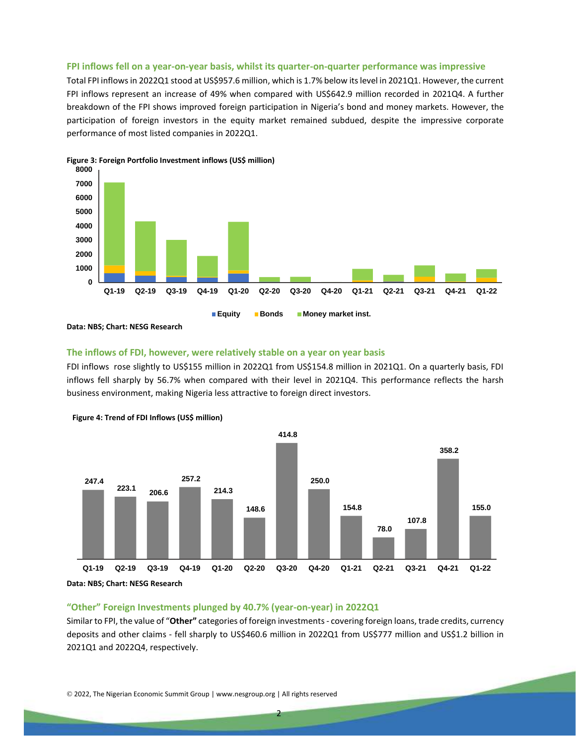### FPI inflows fell on a year-on-year basis, whilst its quarter-on-quarter performance was impressive

Total FPI inflows in 2022Q1 stood at US$957.6 million, which is 1.7% below its level in 2021Q1. However, the current FPI inflows represent an increase of 49% when compared with US$642.9 million recorded in 2021Q4. A further breakdown of the FPI shows improved foreign participation in Nigeria's bond and money markets. However, the participation of foreign investors in the equity market remained subdued, despite the impressive corporate performance of most listed companies in 2022Q1.

**Figure 3: Foreign Portfolio Investment inflows (US$ million)**

Data: NBS; Chart: NESG Research

### The inflows of FDI, however, were relatively stable on a year on year basis

FDI inflows rose slightly to US$155 million in 2022Q1 from US$154.8 million in 2021Q1. On a quarterly basis, FDI inflows fell sharply by 56.7% when compared with their level in 2021Q4. This performance reflects the harsh business environment, making Nigeria less attractive to foreign direct investors.

**Figure 4: Trend of FDI Inflows (US$ million)**

| Q1-19 | Q2-19 | Q3-19 | Q4-19 | Q1-20 | Q2-20 | Q3-20 | Q4-20 | Q1-21 | Q2-21 | Q3-21 | Q4-21 | Q1-22 |
|---|---|---|---|---|---|---|---|---|---|---|---|---|
| 247.4 | 223.1 | 206.6 | 257.2 | 214.3 | 148.6 | 414.8 | 250.0 | 154.8 | 78.0 | 107.8 | 358.2 | 155.0 |

Data: NBS; Chart: NESG Research

### "Other" Foreign Investments plunged by 40.7% (year-on-year) in 2022Q1

Similar to FPI, the value of "**Other**" categories of foreign investments - covering foreign loans, trade credits, currency deposits and other claims - fell sharply to US$460.6 million in 2022Q1 from US$777 million and US$1.2 billion in 2021Q1 and 2022Q4, respectively.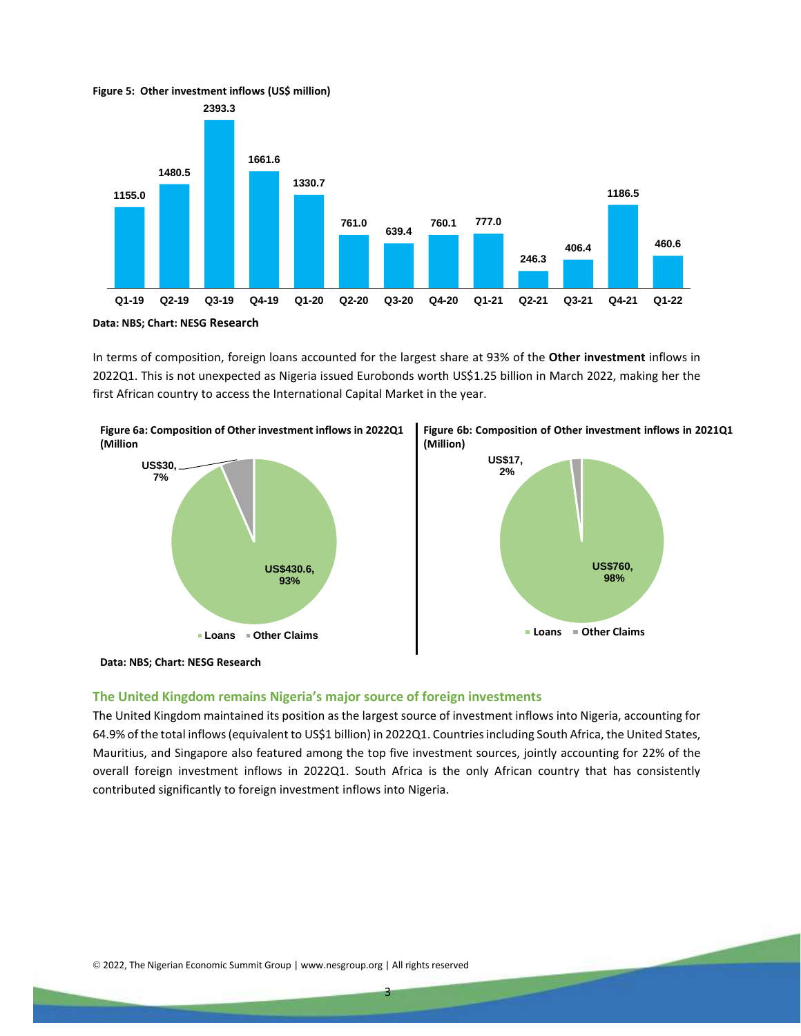**Figure 5: Other investment inflows (US$ million)**

| Quarter | Q1-19 | Q2-19 | Q3-19 | Q4-19 | Q1-20 | Q2-20 | Q3-20 | Q4-20 | Q1-21 | Q2-21 | Q3-21 | Q4-21 | Q1-22 |
|---|---|---|---|---|---|---|---|---|---|---|---|---|---|
| Inflows | 1155.0 | 1480.5 | 2393.3 | 1661.6 | 1330.7 | 761.0 | 639.4 | 760.1 | 777.0 | 246.3 | 406.4 | 1186.5 | 460.6 |

Data: NBS; Chart: NESG Research

In terms of composition, foreign loans accounted for the largest share at 93% of the **Other investment** inflows in 2022Q1. This is not unexpected as Nigeria issued Eurobonds worth US$1.25 billion in March 2022, making her the first African country to access the International Capital Market in the year.

**Figure 6a: Composition of Other investment inflows in 2022Q1 (Million**

| | Value | Share |
|---|---|---|
| Loans | US$430.6 | 93% |
| Other Claims | US$30 | 7% |

**Figure 6b: Composition of Other investment inflows in 2021Q1 (Million)**

| | Value | Share |
|---|---|---|
| Loans | US$760 | 98% |
| Other Claims | US$17 | 2% |

Data: NBS; Chart: NESG Research

## The United Kingdom remains Nigeria's major source of foreign investments

The United Kingdom maintained its position as the largest source of investment inflows into Nigeria, accounting for 64.9% of the total inflows (equivalent to US$1 billion) in 2022Q1. Countries including South Africa, the United States, Mauritius, and Singapore also featured among the top five investment sources, jointly accounting for 22% of the overall foreign investment inflows in 2022Q1. South Africa is the only African country that has consistently contributed significantly to foreign investment inflows into Nigeria.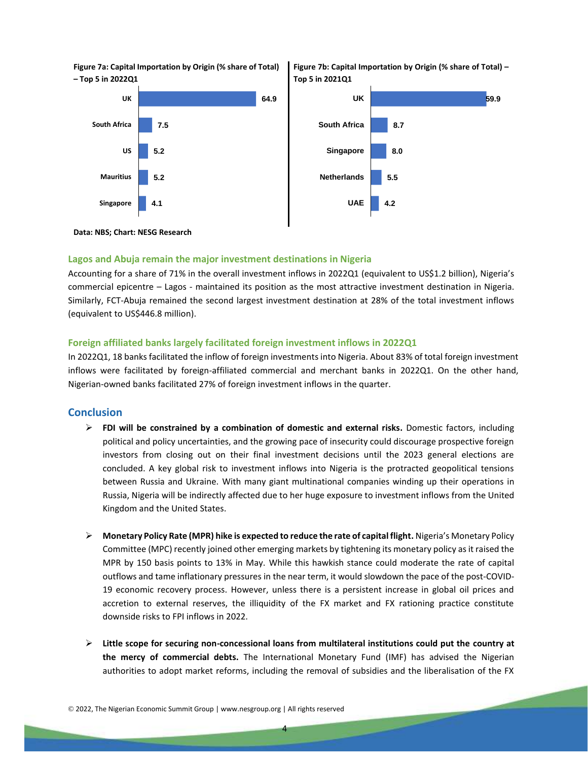**Figure 7a: Capital Importation by Origin (% share of Total) – Top 5 in 2022Q1**

| Country | % share |
|---|---|
| UK | 64.9 |
| South Africa | 7.5 |
| US | 5.2 |
| Mauritius | 5.2 |
| Singapore | 4.1 |

**Figure 7b: Capital Importation by Origin (% share of Total) – Top 5 in 2021Q1**

| Country | % share |
|---|---|
| UK | 59.9 |
| South Africa | 8.7 |
| Singapore | 8.0 |
| Netherlands | 5.5 |
| UAE | 4.2 |

**Data: NBS; Chart: NESG Research**

### Lagos and Abuja remain the major investment destinations in Nigeria

Accounting for a share of 71% in the overall investment inflows in 2022Q1 (equivalent to US$1.2 billion), Nigeria's commercial epicentre – Lagos - maintained its position as the most attractive investment destination in Nigeria. Similarly, FCT-Abuja remained the second largest investment destination at 28% of the total investment inflows (equivalent to US$446.8 million).

### Foreign affiliated banks largely facilitated foreign investment inflows in 2022Q1

In 2022Q1, 18 banks facilitated the inflow of foreign investments into Nigeria. About 83% of total foreign investment inflows were facilitated by foreign-affiliated commercial and merchant banks in 2022Q1. On the other hand, Nigerian-owned banks facilitated 27% of foreign investment inflows in the quarter.

## Conclusion

- **FDI will be constrained by a combination of domestic and external risks.** Domestic factors, including political and policy uncertainties, and the growing pace of insecurity could discourage prospective foreign investors from closing out on their final investment decisions until the 2023 general elections are concluded. A key global risk to investment inflows into Nigeria is the protracted geopolitical tensions between Russia and Ukraine. With many giant multinational companies winding up their operations in Russia, Nigeria will be indirectly affected due to her huge exposure to investment inflows from the United Kingdom and the United States.

- **Monetary Policy Rate (MPR) hike is expected to reduce the rate of capital flight.** Nigeria's Monetary Policy Committee (MPC) recently joined other emerging markets by tightening its monetary policy as it raised the MPR by 150 basis points to 13% in May. While this hawkish stance could moderate the rate of capital outflows and tame inflationary pressures in the near term, it would slowdown the pace of the post-COVID-19 economic recovery process. However, unless there is a persistent increase in global oil prices and accretion to external reserves, the illiquidity of the FX market and FX rationing practice constitute downside risks to FPI inflows in 2022.

- **Little scope for securing non-concessional loans from multilateral institutions could put the country at the mercy of commercial debts.** The International Monetary Fund (IMF) has advised the Nigerian authorities to adopt market reforms, including the removal of subsidies and the liberalisation of the FX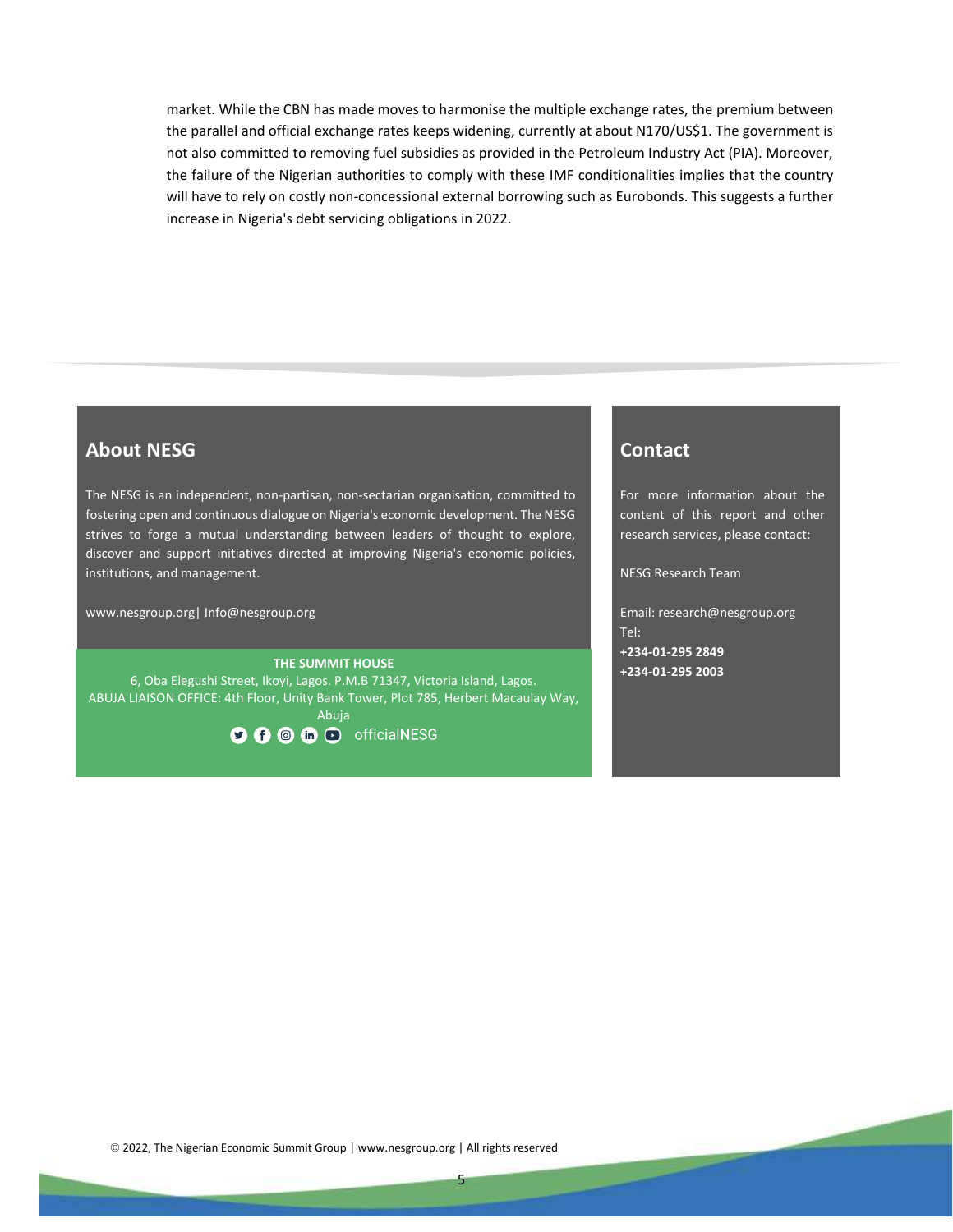market. While the CBN has made moves to harmonise the multiple exchange rates, the premium between the parallel and official exchange rates keeps widening, currently at about N170/US$1. The government is not also committed to removing fuel subsidies as provided in the Petroleum Industry Act (PIA). Moreover, the failure of the Nigerian authorities to comply with these IMF conditionalities implies that the country will have to rely on costly non-concessional external borrowing such as Eurobonds. This suggests a further increase in Nigeria's debt servicing obligations in 2022.

## About NESG

The NESG is an independent, non-partisan, non-sectarian organisation, committed to fostering open and continuous dialogue on Nigeria's economic development. The NESG strives to forge a mutual understanding between leaders of thought to explore, discover and support initiatives directed at improving Nigeria's economic policies, institutions, and management.

www.nesgroup.org| Info@nesgroup.org

**THE SUMMIT HOUSE**

6, Oba Elegushi Street, Ikoyi, Lagos. P.M.B 71347, Victoria Island, Lagos.

ABUJA LIAISON OFFICE: 4th Floor, Unity Bank Tower, Plot 785, Herbert Macaulay Way, Abuja

officialNESG

## Contact

For more information about the content of this report and other research services, please contact:

NESG Research Team

Email: research@nesgroup.org

Tel:

**+234-01-295 2849**

**+234-01-295 2003**

© 2022, The Nigerian Economic Summit Group | www.nesgroup.org | All rights reserved